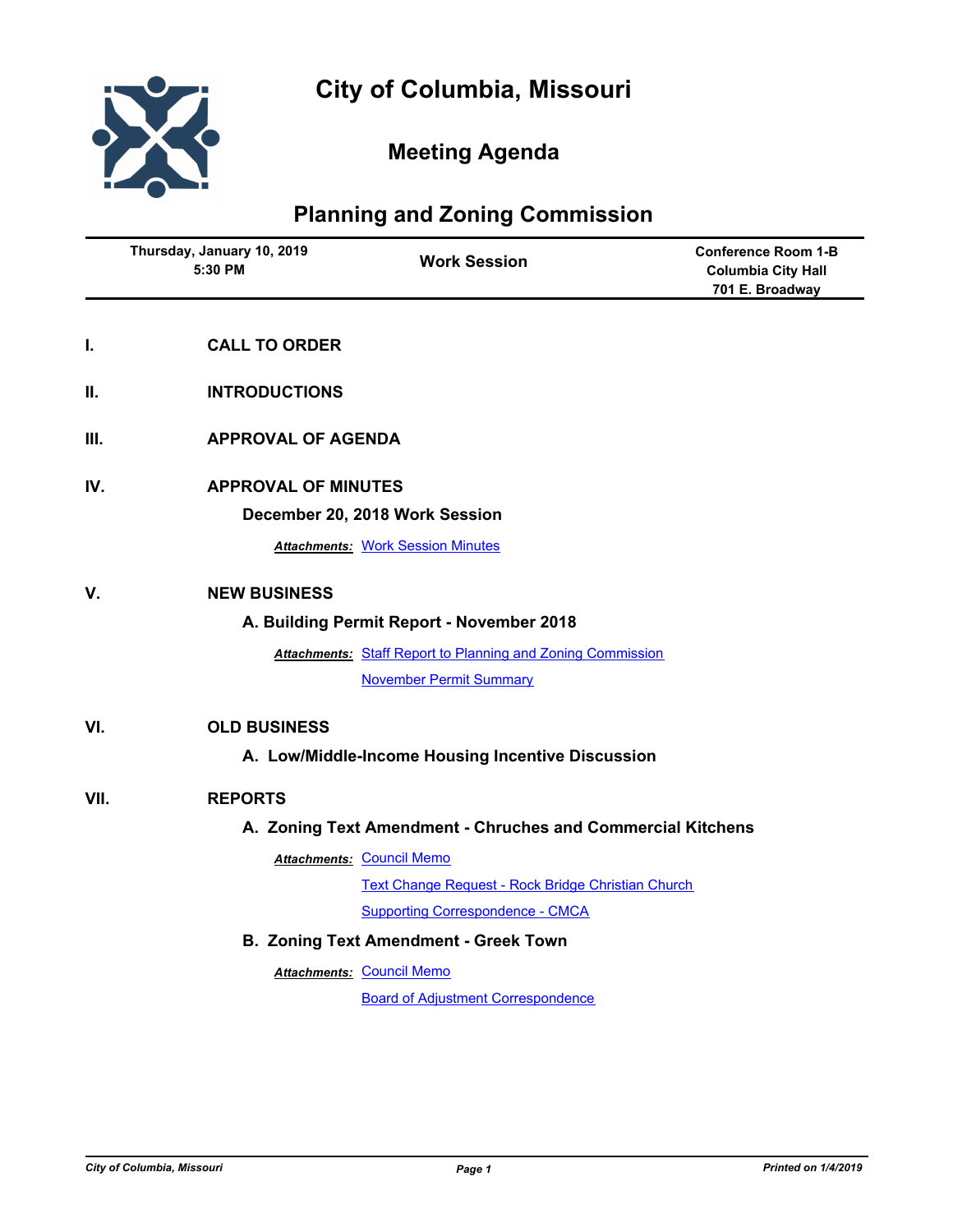# City of Columbia, Missouri

## Meeting Agenda

## Planning and Zoning Commission

| Thursday, January 10, 2019 5:30 PM | Work Session | Conference Room 1-B Columbia City Hall 701 E. Broadway |
|---|---|---|

**I.** **CALL TO ORDER**

**II.** **INTRODUCTIONS**

**III.** **APPROVAL OF AGENDA**

**IV.** **APPROVAL OF MINUTES**

**December 20, 2018 Work Session**

***Attachments:*** Work Session Minutes

**V.** **NEW BUSINESS**

**A. Building Permit Report - November 2018**

***Attachments:*** Staff Report to Planning and Zoning Commission

November Permit Summary

**VI.** **OLD BUSINESS**

**A. Low/Middle-Income Housing Incentive Discussion**

**VII.** **REPORTS**

**A. Zoning Text Amendment - Chruches and Commercial Kitchens**

***Attachments:*** Council Memo

Text Change Request - Rock Bridge Christian Church

Supporting Correspondence - CMCA

**B. Zoning Text Amendment - Greek Town**

***Attachments:*** Council Memo

Board of Adjustment Correspondence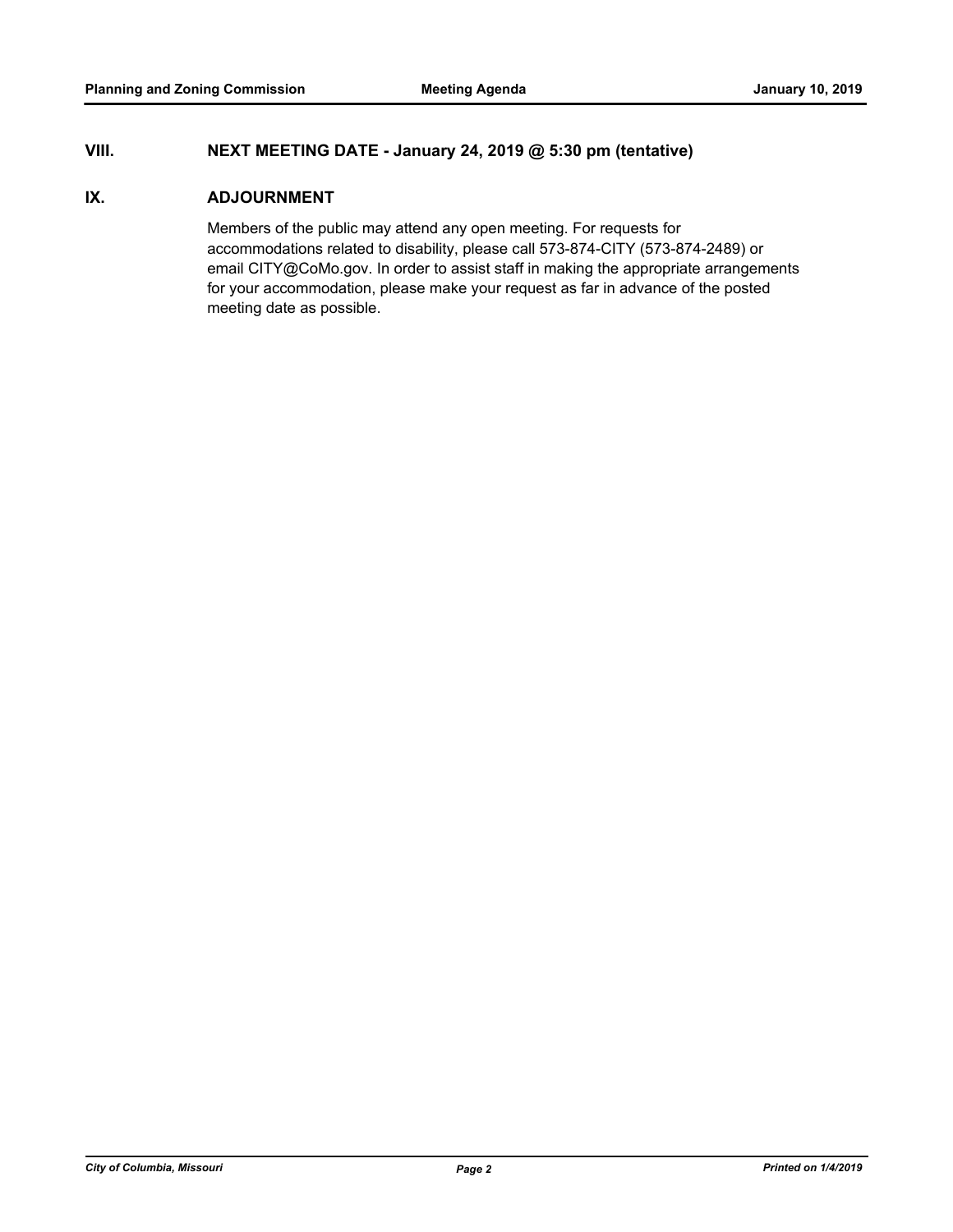## VIII. NEXT MEETING DATE - January 24, 2019 @ 5:30 pm (tentative)

## IX. ADJOURNMENT

Members of the public may attend any open meeting. For requests for accommodations related to disability, please call 573-874-CITY (573-874-2489) or email CITY@CoMo.gov. In order to assist staff in making the appropriate arrangements for your accommodation, please make your request as far in advance of the posted meeting date as possible.